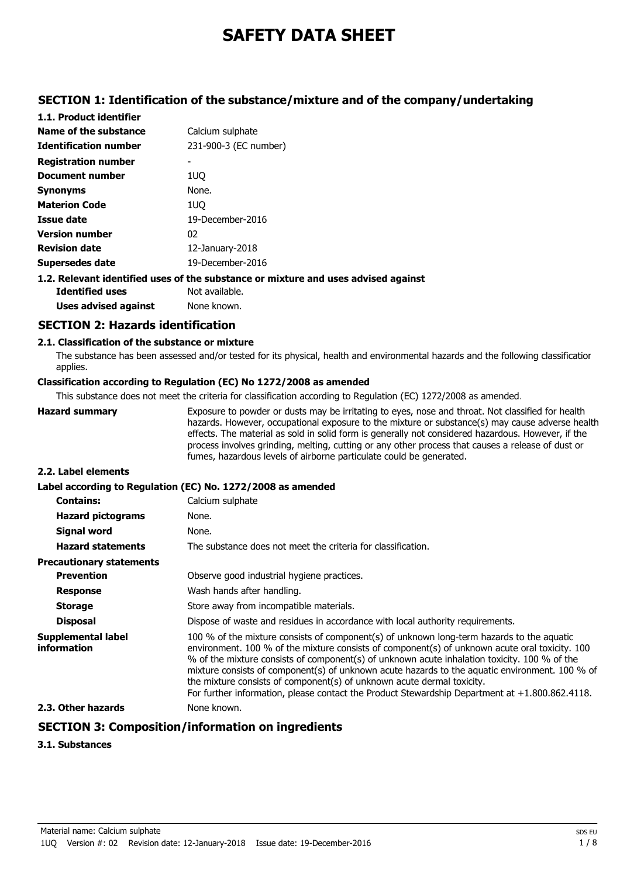# SAFETY DATA SHEET

## SECTION 1: Identification of the substance/mixture and of the company/undertaking

### 1.1. Product identifier

| | |
|---|---|
| **Name of the substance** | Calcium sulphate |
| **Identification number** | 231-900-3 (EC number) |
| **Registration number** | - |
| **Document number** | 1UQ |
| **Synonyms** | None. |
| **Materion Code** | 1UQ |
| **Issue date** | 19-December-2016 |
| **Version number** | 02 |
| **Revision date** | 12-January-2018 |
| **Supersedes date** | 19-December-2016 |

### 1.2. Relevant identified uses of the substance or mixture and uses advised against

| | |
|---|---|
| **Identified uses** | Not available. |
| **Uses advised against** | None known. |

## SECTION 2: Hazards identification

### 2.1. Classification of the substance or mixture

The substance has been assessed and/or tested for its physical, health and environmental hazards and the following classification applies.

**Classification according to Regulation (EC) No 1272/2008 as amended**

This substance does not meet the criteria for classification according to Regulation (EC) 1272/2008 as amended.

**Hazard summary**

Exposure to powder or dusts may be irritating to eyes, nose and throat. Not classified for health hazards. However, occupational exposure to the mixture or substance(s) may cause adverse health effects. The material as sold in solid form is generally not considered hazardous. However, if the process involves grinding, melting, cutting or any other process that causes a release of dust or fumes, hazardous levels of airborne particulate could be generated.

### 2.2. Label elements

**Label according to Regulation (EC) No. 1272/2008 as amended**

| | |
|---|---|
| **Contains:** | Calcium sulphate |
| **Hazard pictograms** | None. |
| **Signal word** | None. |
| **Hazard statements** | The substance does not meet the criteria for classification. |
| **Precautionary statements** | |
| **Prevention** | Observe good industrial hygiene practices. |
| **Response** | Wash hands after handling. |
| **Storage** | Store away from incompatible materials. |
| **Disposal** | Dispose of waste and residues in accordance with local authority requirements. |
| **Supplemental label information** | 100 % of the mixture consists of component(s) of unknown long-term hazards to the aquatic environment. 100 % of the mixture consists of component(s) of unknown acute oral toxicity. 100 % of the mixture consists of component(s) of unknown acute inhalation toxicity. 100 % of the mixture consists of component(s) of unknown acute hazards to the aquatic environment. 100 % of the mixture consists of component(s) of unknown acute dermal toxicity. For further information, please contact the Product Stewardship Department at +1.800.862.4118. |

### 2.3. Other hazards

None known.

## SECTION 3: Composition/information on ingredients

### 3.1. Substances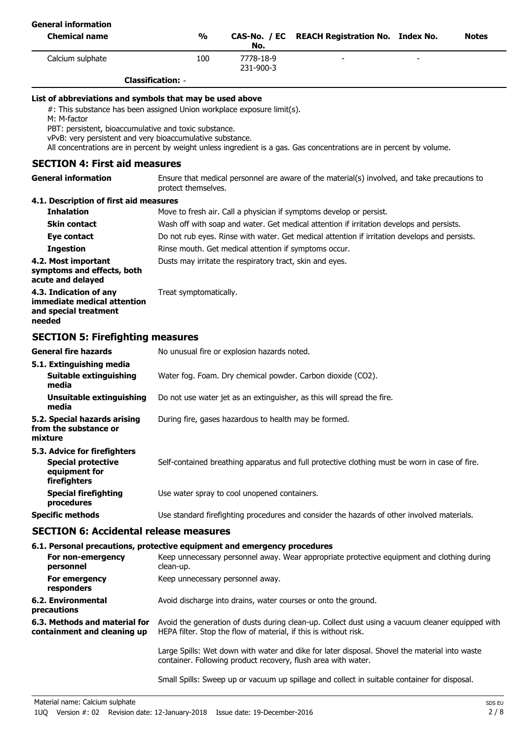**General information**

| Chemical name | % | CAS-No. / EC No. | REACH Registration No. | Index No. | Notes |
|---|---|---|---|---|---|
| Calcium sulphate | 100 | 7778-18-9 231-900-3 | - | - | |
| **Classification:** - | | | | | |

**List of abbreviations and symbols that may be used above**

#: This substance has been assigned Union workplace exposure limit(s).
M: M-factor
PBT: persistent, bioaccumulative and toxic substance.
vPvB: very persistent and very bioaccumulative substance.
All concentrations are in percent by weight unless ingredient is a gas. Gas concentrations are in percent by volume.

## SECTION 4: First aid measures

**General information** Ensure that medical personnel are aware of the material(s) involved, and take precautions to protect themselves.

**4.1. Description of first aid measures**

**Inhalation** Move to fresh air. Call a physician if symptoms develop or persist.

**Skin contact** Wash off with soap and water. Get medical attention if irritation develops and persists.

**Eye contact** Do not rub eyes. Rinse with water. Get medical attention if irritation develops and persists.

**Ingestion** Rinse mouth. Get medical attention if symptoms occur.

**4.2. Most important symptoms and effects, both acute and delayed** Dusts may irritate the respiratory tract, skin and eyes.

**4.3. Indication of any immediate medical attention and special treatment needed** Treat symptomatically.

## SECTION 5: Firefighting measures

**General fire hazards** No unusual fire or explosion hazards noted.

**5.1. Extinguishing media**

**Suitable extinguishing media** Water fog. Foam. Dry chemical powder. Carbon dioxide ($CO_2$).

**Unsuitable extinguishing media** Do not use water jet as an extinguisher, as this will spread the fire.

**5.2. Special hazards arising from the substance or mixture** During fire, gases hazardous to health may be formed.

**5.3. Advice for firefighters**

**Special protective equipment for firefighters** Self-contained breathing apparatus and full protective clothing must be worn in case of fire.

**Special firefighting procedures** Use water spray to cool unopened containers.

**Specific methods** Use standard firefighting procedures and consider the hazards of other involved materials.

## SECTION 6: Accidental release measures

**6.1. Personal precautions, protective equipment and emergency procedures**

**For non-emergency personnel** Keep unnecessary personnel away. Wear appropriate protective equipment and clothing during clean-up.

**For emergency responders** Keep unnecessary personnel away.

**6.2. Environmental precautions** Avoid discharge into drains, water courses or onto the ground.

**6.3. Methods and material for containment and cleaning up** Avoid the generation of dusts during clean-up. Collect dust using a vacuum cleaner equipped with HEPA filter. Stop the flow of material, if this is without risk.

Large Spills: Wet down with water and dike for later disposal. Shovel the material into waste container. Following product recovery, flush area with water.

Small Spills: Sweep up or vacuum up spillage and collect in suitable container for disposal.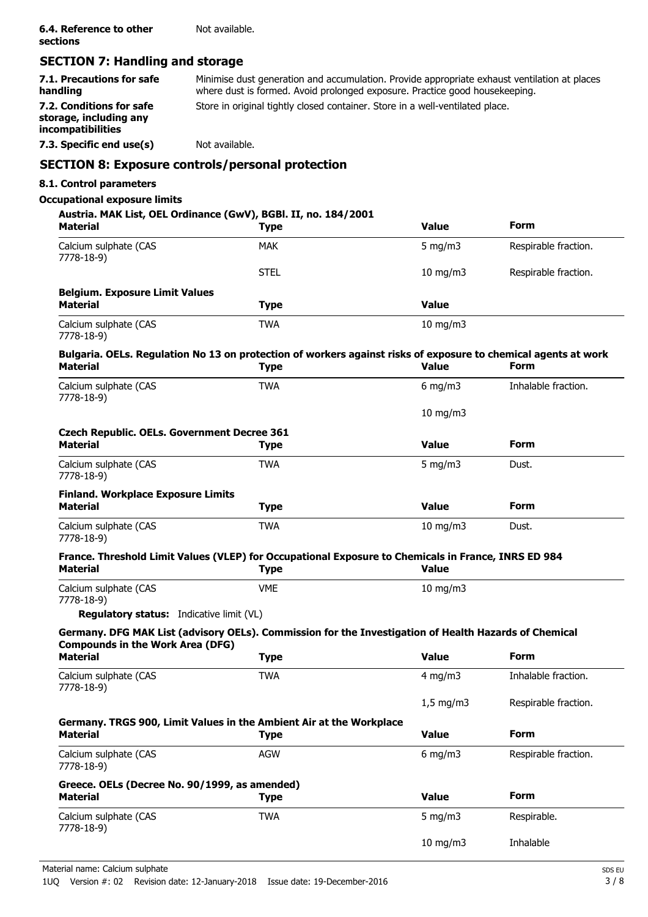| | |
|---|---|
| **6.4. Reference to other sections** | Not available. |

## SECTION 7: Handling and storage

| | |
|---|---|
| **7.1. Precautions for safe handling** | Minimise dust generation and accumulation. Provide appropriate exhaust ventilation at places where dust is formed. Avoid prolonged exposure. Practice good housekeeping. |
| **7.2. Conditions for safe storage, including any incompatibilities** | Store in original tightly closed container. Store in a well-ventilated place. |
| **7.3. Specific end use(s)** | Not available. |

## SECTION 8: Exposure controls/personal protection

### 8.1. Control parameters

**Occupational exposure limits**

**Austria. MAK List, OEL Ordinance (GwV), BGBl. II, no. 184/2001**

| Material | Type | Value | Form |
|---|---|---|---|
| Calcium sulphate (CAS 7778-18-9) | MAK | 5 mg/m3 | Respirable fraction. |
| | STEL | 10 mg/m3 | Respirable fraction. |

**Belgium. Exposure Limit Values**

| Material | Type | Value |
|---|---|---|
| Calcium sulphate (CAS 7778-18-9) | TWA | 10 mg/m3 |

**Bulgaria. OELs. Regulation No 13 on protection of workers against risks of exposure to chemical agents at work**

| Material | Type | Value | Form |
|---|---|---|---|
| Calcium sulphate (CAS 7778-18-9) | TWA | 6 mg/m3 | Inhalable fraction. |
| | | 10 mg/m3 | |

**Czech Republic. OELs. Government Decree 361**

| Material | Type | Value | Form |
|---|---|---|---|
| Calcium sulphate (CAS 7778-18-9) | TWA | 5 mg/m3 | Dust. |

**Finland. Workplace Exposure Limits**

| Material | Type | Value | Form |
|---|---|---|---|
| Calcium sulphate (CAS 7778-18-9) | TWA | 10 mg/m3 | Dust. |

**France. Threshold Limit Values (VLEP) for Occupational Exposure to Chemicals in France, INRS ED 984**

| Material | Type | Value |
|---|---|---|
| Calcium sulphate (CAS 7778-18-9) | VME | 10 mg/m3 |

**Regulatory status:** Indicative limit (VL)

**Germany. DFG MAK List (advisory OELs). Commission for the Investigation of Health Hazards of Chemical Compounds in the Work Area (DFG)**

| Material | Type | Value | Form |
|---|---|---|---|
| Calcium sulphate (CAS 7778-18-9) | TWA | 4 mg/m3 | Inhalable fraction. |
| | | 1,5 mg/m3 | Respirable fraction. |

**Germany. TRGS 900, Limit Values in the Ambient Air at the Workplace**

| Material | Type | Value | Form |
|---|---|---|---|
| Calcium sulphate (CAS 7778-18-9) | AGW | 6 mg/m3 | Respirable fraction. |

**Greece. OELs (Decree No. 90/1999, as amended)**

| Material | Type | Value | Form |
|---|---|---|---|
| Calcium sulphate (CAS 7778-18-9) | TWA | 5 mg/m3 | Respirable. |
| | | 10 mg/m3 | Inhalable |

Material name: Calcium sulphate

1UQ Version #: 02 Revision date: 12-January-2018 Issue date: 19-December-2016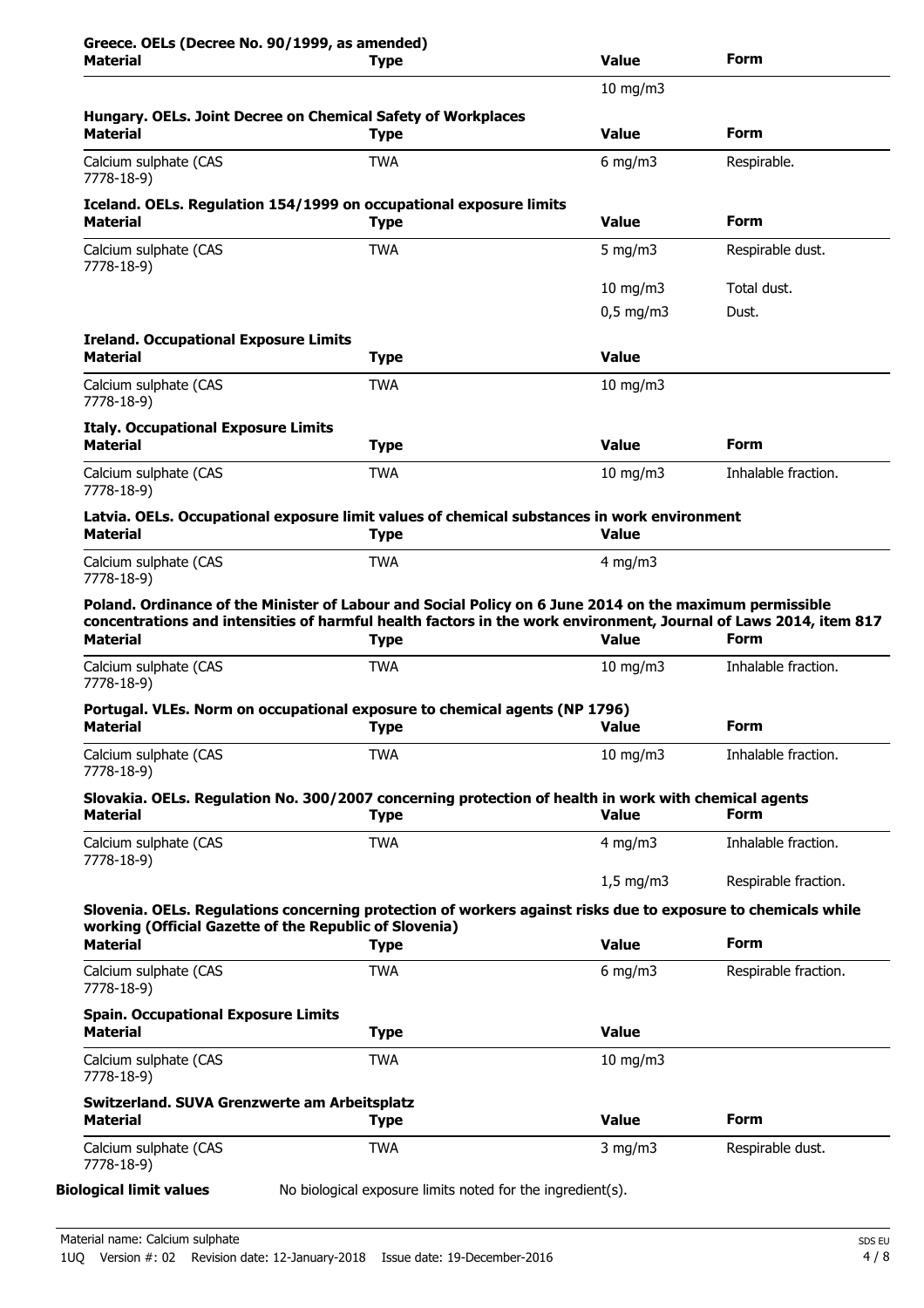**Greece. OELs (Decree No. 90/1999, as amended)**

| Material | Type | Value | Form |
|---|---|---|---|
| | | 10 mg/m3 | |

**Hungary. OELs. Joint Decree on Chemical Safety of Workplaces**

| Material | Type | Value | Form |
|---|---|---|---|
| Calcium sulphate (CAS 7778-18-9) | TWA | 6 mg/m3 | Respirable. |

**Iceland. OELs. Regulation 154/1999 on occupational exposure limits**

| Material | Type | Value | Form |
|---|---|---|---|
| Calcium sulphate (CAS 7778-18-9) | TWA | 5 mg/m3 | Respirable dust. |
| | | 10 mg/m3 | Total dust. |
| | | 0,5 mg/m3 | Dust. |

**Ireland. Occupational Exposure Limits**

| Material | Type | Value |
|---|---|---|
| Calcium sulphate (CAS 7778-18-9) | TWA | 10 mg/m3 |

**Italy. Occupational Exposure Limits**

| Material | Type | Value | Form |
|---|---|---|---|
| Calcium sulphate (CAS 7778-18-9) | TWA | 10 mg/m3 | Inhalable fraction. |

**Latvia. OELs. Occupational exposure limit values of chemical substances in work environment**

| Material | Type | Value |
|---|---|---|
| Calcium sulphate (CAS 7778-18-9) | TWA | 4 mg/m3 |

**Poland. Ordinance of the Minister of Labour and Social Policy on 6 June 2014 on the maximum permissible concentrations and intensities of harmful health factors in the work environment, Journal of Laws 2014, item 817**

| Material | Type | Value | Form |
|---|---|---|---|
| Calcium sulphate (CAS 7778-18-9) | TWA | 10 mg/m3 | Inhalable fraction. |

**Portugal. VLEs. Norm on occupational exposure to chemical agents (NP 1796)**

| Material | Type | Value | Form |
|---|---|---|---|
| Calcium sulphate (CAS 7778-18-9) | TWA | 10 mg/m3 | Inhalable fraction. |

**Slovakia. OELs. Regulation No. 300/2007 concerning protection of health in work with chemical agents**

| Material | Type | Value | Form |
|---|---|---|---|
| Calcium sulphate (CAS 7778-18-9) | TWA | 4 mg/m3 | Inhalable fraction. |
| | | 1,5 mg/m3 | Respirable fraction. |

**Slovenia. OELs. Regulations concerning protection of workers against risks due to exposure to chemicals while working (Official Gazette of the Republic of Slovenia)**

| Material | Type | Value | Form |
|---|---|---|---|
| Calcium sulphate (CAS 7778-18-9) | TWA | 6 mg/m3 | Respirable fraction. |

**Spain. Occupational Exposure Limits**

| Material | Type | Value |
|---|---|---|
| Calcium sulphate (CAS 7778-18-9) | TWA | 10 mg/m3 |

**Switzerland. SUVA Grenzwerte am Arbeitsplatz**

| Material | Type | Value | Form |
|---|---|---|---|
| Calcium sulphate (CAS 7778-18-9) | TWA | 3 mg/m3 | Respirable dust. |

**Biological limit values** No biological exposure limits noted for the ingredient(s).

Material name: Calcium sulphate
1UQ Version #: 02 Revision date: 12-January-2018 Issue date: 19-December-2016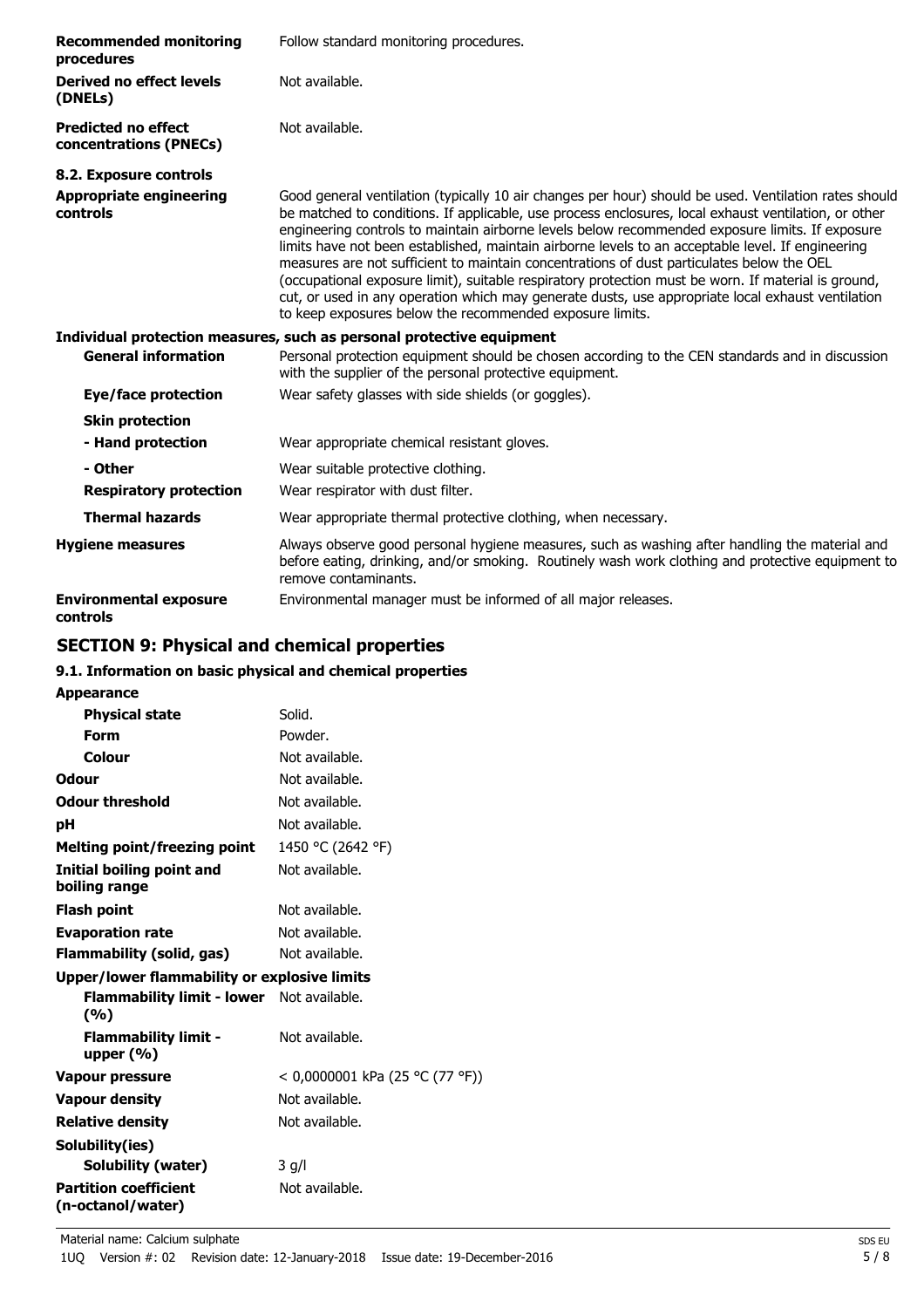| | |
|---|---|
| **Recommended monitoring procedures** | Follow standard monitoring procedures. |
| **Derived no effect levels (DNELs)** | Not available. |
| **Predicted no effect concentrations (PNECs)** | Not available. |

**8.2. Exposure controls**

| | |
|---|---|
| **Appropriate engineering controls** | Good general ventilation (typically 10 air changes per hour) should be used. Ventilation rates should be matched to conditions. If applicable, use process enclosures, local exhaust ventilation, or other engineering controls to maintain airborne levels below recommended exposure limits. If exposure limits have not been established, maintain airborne levels to an acceptable level. If engineering measures are not sufficient to maintain concentrations of dust particulates below the OEL (occupational exposure limit), suitable respiratory protection must be worn. If material is ground, cut, or used in any operation which may generate dusts, use appropriate local exhaust ventilation to keep exposures below the recommended exposure limits. |

**Individual protection measures, such as personal protective equipment**

| | |
|---|---|
| **General information** | Personal protection equipment should be chosen according to the CEN standards and in discussion with the supplier of the personal protective equipment. |
| **Eye/face protection** | Wear safety glasses with side shields (or goggles). |
| **Skin protection** | |
| **- Hand protection** | Wear appropriate chemical resistant gloves. |
| **- Other** | Wear suitable protective clothing. |
| **Respiratory protection** | Wear respirator with dust filter. |
| **Thermal hazards** | Wear appropriate thermal protective clothing, when necessary. |
| **Hygiene measures** | Always observe good personal hygiene measures, such as washing after handling the material and before eating, drinking, and/or smoking. Routinely wash work clothing and protective equipment to remove contaminants. |
| **Environmental exposure controls** | Environmental manager must be informed of all major releases. |

## SECTION 9: Physical and chemical properties

**9.1. Information on basic physical and chemical properties**

| | |
|---|---|
| **Appearance** | |
| **Physical state** | Solid. |
| **Form** | Powder. |
| **Colour** | Not available. |
| **Odour** | Not available. |
| **Odour threshold** | Not available. |
| **pH** | Not available. |
| **Melting point/freezing point** | 1450 °C (2642 °F) |
| **Initial boiling point and boiling range** | Not available. |
| **Flash point** | Not available. |
| **Evaporation rate** | Not available. |
| **Flammability (solid, gas)** | Not available. |
| **Upper/lower flammability or explosive limits** | |
| **Flammability limit - lower (%)** | Not available. |
| **Flammability limit - upper (%)** | Not available. |
| **Vapour pressure** | < 0,0000001 kPa (25 °C (77 °F)) |
| **Vapour density** | Not available. |
| **Relative density** | Not available. |
| **Solubility(ies)** | |
| **Solubility (water)** | 3 g/l |
| **Partition coefficient (n-octanol/water)** | Not available. |

Material name: Calcium sulphate

1UQ Version #: 02 Revision date: 12-January-2018 Issue date: 19-December-2016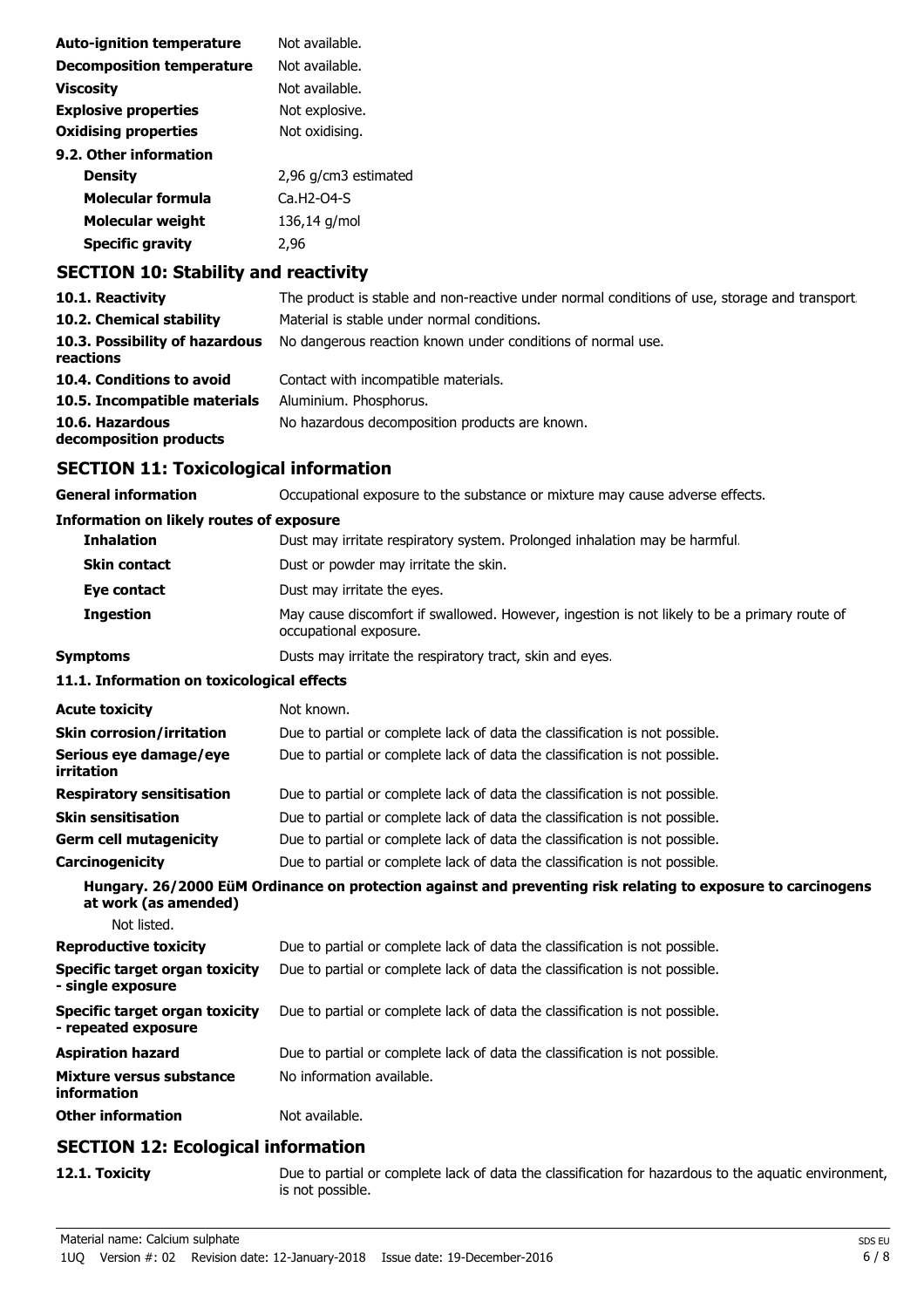| | |
|---|---|
| **Auto-ignition temperature** | Not available. |
| **Decomposition temperature** | Not available. |
| **Viscosity** | Not available. |
| **Explosive properties** | Not explosive. |
| **Oxidising properties** | Not oxidising. |

**9.2. Other information**

| | |
|---|---|
| **Density** | 2,96 g/cm3 estimated |
| **Molecular formula** | Ca.H2-O4-S |
| **Molecular weight** | 136,14 g/mol |
| **Specific gravity** | 2,96 |

## SECTION 10: Stability and reactivity

| | |
|---|---|
| **10.1. Reactivity** | The product is stable and non-reactive under normal conditions of use, storage and transport. |
| **10.2. Chemical stability** | Material is stable under normal conditions. |
| **10.3. Possibility of hazardous reactions** | No dangerous reaction known under conditions of normal use. |
| **10.4. Conditions to avoid** | Contact with incompatible materials. |
| **10.5. Incompatible materials** | Aluminium. Phosphorus. |
| **10.6. Hazardous decomposition products** | No hazardous decomposition products are known. |

## SECTION 11: Toxicological information

**General information** Occupational exposure to the substance or mixture may cause adverse effects.

**Information on likely routes of exposure**

| | |
|---|---|
| **Inhalation** | Dust may irritate respiratory system. Prolonged inhalation may be harmful. |
| **Skin contact** | Dust or powder may irritate the skin. |
| **Eye contact** | Dust may irritate the eyes. |
| **Ingestion** | May cause discomfort if swallowed. However, ingestion is not likely to be a primary route of occupational exposure. |
| **Symptoms** | Dusts may irritate the respiratory tract, skin and eyes. |

**11.1. Information on toxicological effects**

| | |
|---|---|
| **Acute toxicity** | Not known. |
| **Skin corrosion/irritation** | Due to partial or complete lack of data the classification is not possible. |
| **Serious eye damage/eye irritation** | Due to partial or complete lack of data the classification is not possible. |
| **Respiratory sensitisation** | Due to partial or complete lack of data the classification is not possible. |
| **Skin sensitisation** | Due to partial or complete lack of data the classification is not possible. |
| **Germ cell mutagenicity** | Due to partial or complete lack of data the classification is not possible. |
| **Carcinogenicity** | Due to partial or complete lack of data the classification is not possible. |

**Hungary. 26/2000 EüM Ordinance on protection against and preventing risk relating to exposure to carcinogens at work (as amended)**

Not listed.

| | |
|---|---|
| **Reproductive toxicity** | Due to partial or complete lack of data the classification is not possible. |
| **Specific target organ toxicity - single exposure** | Due to partial or complete lack of data the classification is not possible. |
| **Specific target organ toxicity - repeated exposure** | Due to partial or complete lack of data the classification is not possible. |
| **Aspiration hazard** | Due to partial or complete lack of data the classification is not possible. |
| **Mixture versus substance information** | No information available. |
| **Other information** | Not available. |

## SECTION 12: Ecological information

**12.1. Toxicity** Due to partial or complete lack of data the classification for hazardous to the aquatic environment, is not possible.

Material name: Calcium sulphate

1UQ Version #: 02 Revision date: 12-January-2018 Issue date: 19-December-2016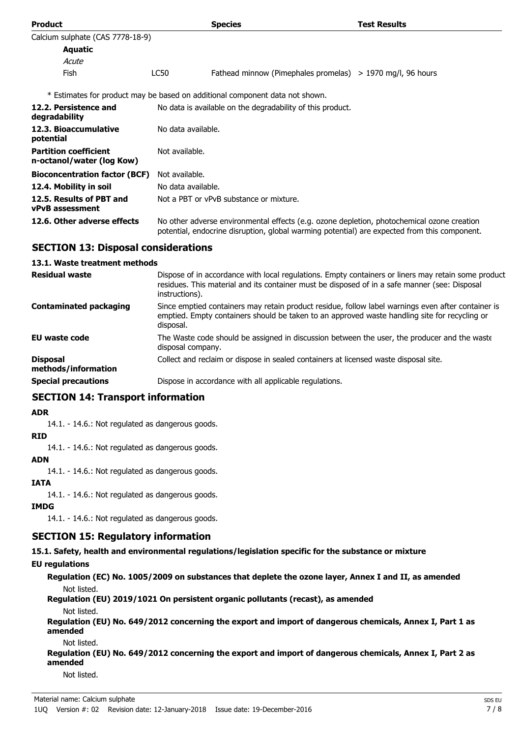| Product | | Species | Test Results |
|---|---|---|---|
| Calcium sulphate (CAS 7778-18-9) | | | |
| **Aquatic** | | | |
| *Acute* | | | |
| Fish | LC50 | Fathead minnow (Pimephales promelas) | > 1970 mg/l, 96 hours |

\* Estimates for product may be based on additional component data not shown.

| | |
|---|---|
| **12.2. Persistence and degradability** | No data is available on the degradability of this product. |
| **12.3. Bioaccumulative potential** | No data available. |
| **Partition coefficient n-octanol/water (log Kow)** | Not available. |
| **Bioconcentration factor (BCF)** | Not available. |
| **12.4. Mobility in soil** | No data available. |
| **12.5. Results of PBT and vPvB assessment** | Not a PBT or vPvB substance or mixture. |
| **12.6. Other adverse effects** | No other adverse environmental effects (e.g. ozone depletion, photochemical ozone creation potential, endocrine disruption, global warming potential) are expected from this component. |

## SECTION 13: Disposal considerations

### 13.1. Waste treatment methods

| | |
|---|---|
| **Residual waste** | Dispose of in accordance with local regulations. Empty containers or liners may retain some product residues. This material and its container must be disposed of in a safe manner (see: Disposal instructions). |
| **Contaminated packaging** | Since emptied containers may retain product residue, follow label warnings even after container is emptied. Empty containers should be taken to an approved waste handling site for recycling or disposal. |
| **EU waste code** | The Waste code should be assigned in discussion between the user, the producer and the waste disposal company. |
| **Disposal methods/information** | Collect and reclaim or dispose in sealed containers at licensed waste disposal site. |
| **Special precautions** | Dispose in accordance with all applicable regulations. |

## SECTION 14: Transport information

**ADR**

14.1. - 14.6.: Not regulated as dangerous goods.

**RID**

14.1. - 14.6.: Not regulated as dangerous goods.

**ADN**

14.1. - 14.6.: Not regulated as dangerous goods.

**IATA**

14.1. - 14.6.: Not regulated as dangerous goods.

**IMDG**

14.1. - 14.6.: Not regulated as dangerous goods.

## SECTION 15: Regulatory information

### 15.1. Safety, health and environmental regulations/legislation specific for the substance or mixture

**EU regulations**

**Regulation (EC) No. 1005/2009 on substances that deplete the ozone layer, Annex I and II, as amended**

Not listed.

**Regulation (EU) 2019/1021 On persistent organic pollutants (recast), as amended**

Not listed.

**Regulation (EU) No. 649/2012 concerning the export and import of dangerous chemicals, Annex I, Part 1 as amended**

Not listed.

**Regulation (EU) No. 649/2012 concerning the export and import of dangerous chemicals, Annex I, Part 2 as amended**

Not listed.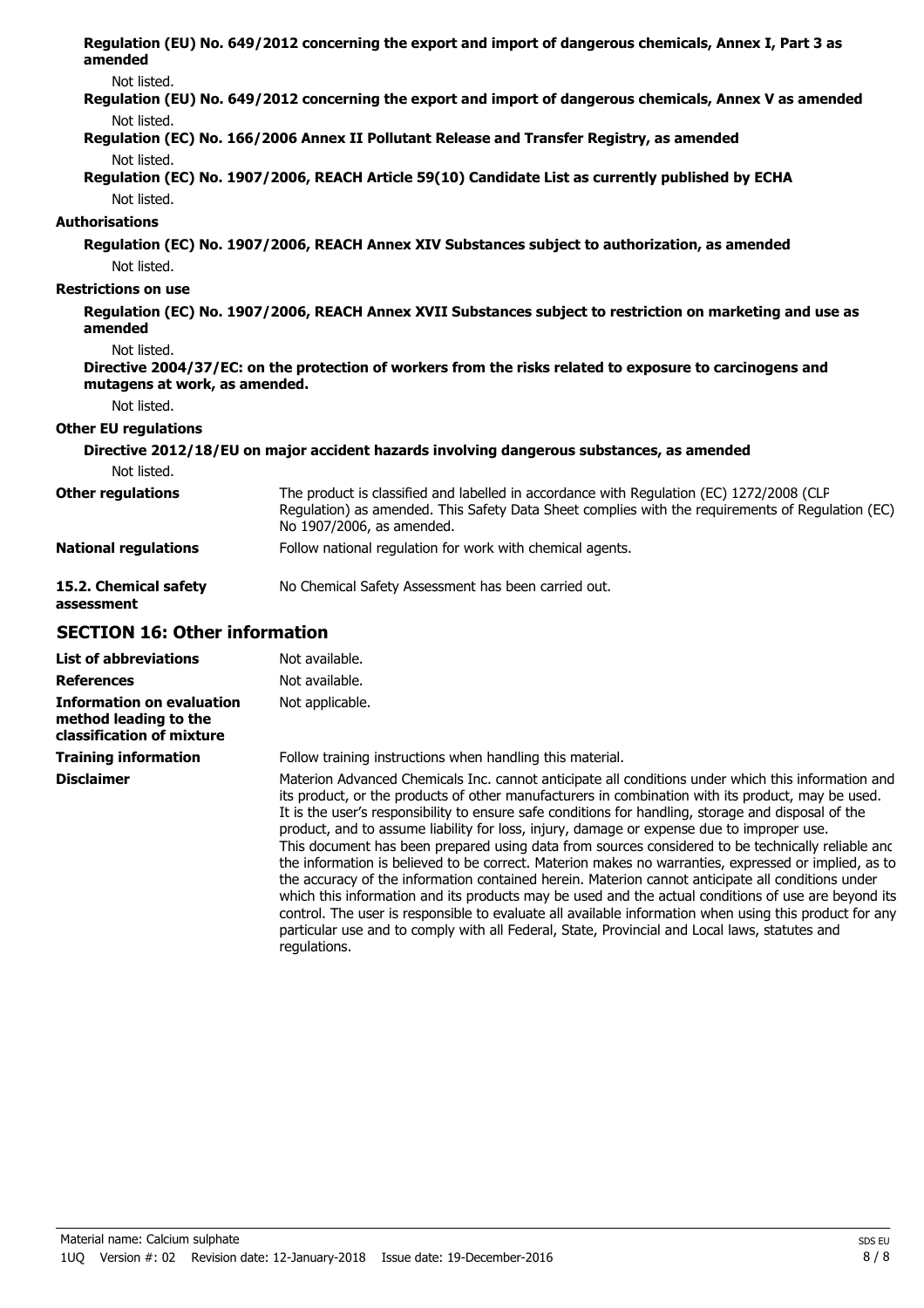**Regulation (EU) No. 649/2012 concerning the export and import of dangerous chemicals, Annex I, Part 3 as amended**

Not listed.

**Regulation (EU) No. 649/2012 concerning the export and import of dangerous chemicals, Annex V as amended**

Not listed.

**Regulation (EC) No. 166/2006 Annex II Pollutant Release and Transfer Registry, as amended**

Not listed.

**Regulation (EC) No. 1907/2006, REACH Article 59(10) Candidate List as currently published by ECHA**

Not listed.

**Authorisations**

**Regulation (EC) No. 1907/2006, REACH Annex XIV Substances subject to authorization, as amended**

Not listed.

**Restrictions on use**

**Regulation (EC) No. 1907/2006, REACH Annex XVII Substances subject to restriction on marketing and use as amended**

Not listed.

**Directive 2004/37/EC: on the protection of workers from the risks related to exposure to carcinogens and mutagens at work, as amended.**

Not listed.

**Other EU regulations**

**Directive 2012/18/EU on major accident hazards involving dangerous substances, as amended**

Not listed.

**Other regulations** The product is classified and labelled in accordance with Regulation (EC) 1272/2008 (CLP Regulation) as amended. This Safety Data Sheet complies with the requirements of Regulation (EC) No 1907/2006, as amended.

**National regulations** Follow national regulation for work with chemical agents.

**15.2. Chemical safety assessment** No Chemical Safety Assessment has been carried out.

## SECTION 16: Other information

**List of abbreviations** Not available.

**References** Not available.

**Information on evaluation method leading to the classification of mixture** Not applicable.

**Training information** Follow training instructions when handling this material.

**Disclaimer** Materion Advanced Chemicals Inc. cannot anticipate all conditions under which this information and its product, or the products of other manufacturers in combination with its product, may be used. It is the user's responsibility to ensure safe conditions for handling, storage and disposal of the product, and to assume liability for loss, injury, damage or expense due to improper use. This document has been prepared using data from sources considered to be technically reliable and the information is believed to be correct. Materion makes no warranties, expressed or implied, as to the accuracy of the information contained herein. Materion cannot anticipate all conditions under which this information and its products may be used and the actual conditions of use are beyond its control. The user is responsible to evaluate all available information when using this product for any particular use and to comply with all Federal, State, Provincial and Local laws, statutes and regulations.